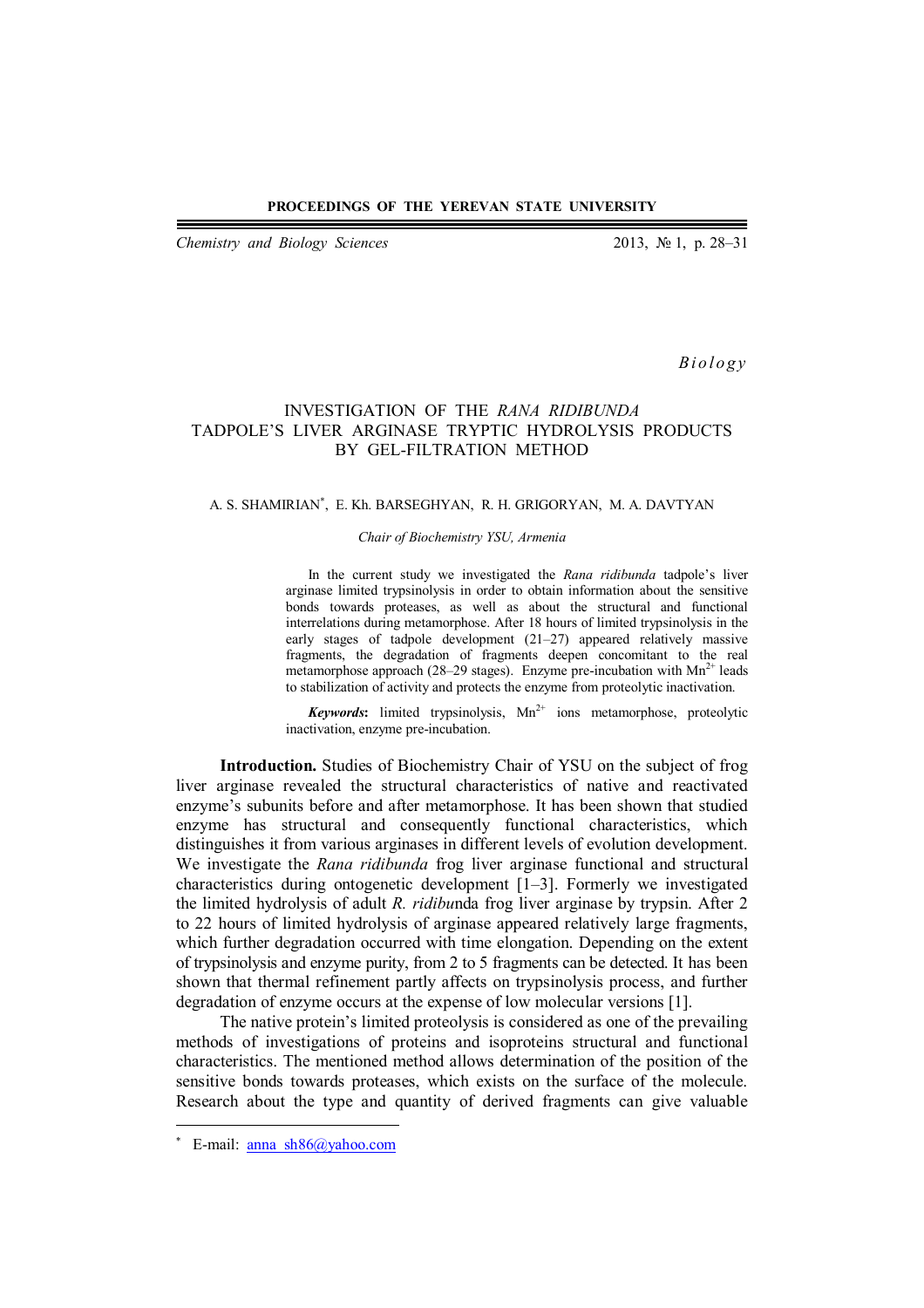**PROCEEDINGS OF THE YEREVAN STATE UNIVERSITY**

*Chemistry and Biology Sciences* 2013, № 1, p. 28–31

*Biology*

# INVESTIGATION OF THE *RANA RIDIBUNDA* TADPOLE'S LIVER ARGINASE TRYPTIC HYDROLYSIS PRODUCTS BY GEL-FILTRATION METHOD

A. S. SHAMIRIAN*, E. Kh. BARSEGHYAN, R. H. GRIGORYAN, M. A. DAVTYAN

*Chair of Biochemistry YSU, Armenia*

In the current study we investigated the *Rana ridibunda* tadpole's liver arginase limited trypsinolysis in order to obtain information about the sensitive bonds towards proteases, as well as about the structural and functional interrelations during metamorphose. After 18 hours of limited trypsinolysis in the early stages of tadpole development (21–27) appeared relatively massive fragments, the degradation of fragments deepen concomitant to the real metamorphose approach (28–29 stages). Enzyme pre-incubation with $Mn^{2+}$ leads to stabilization of activity and protects the enzyme from proteolytic inactivation.

***Keywords*:** limited trypsinolysis, $Mn^{2+}$ ions metamorphose, proteolytic inactivation, enzyme pre-incubation.

**Introduction.** Studies of Biochemistry Chair of YSU on the subject of frog liver arginase revealed the structural characteristics of native and reactivated enzyme's subunits before and after metamorphose. It has been shown that studied enzyme has structural and consequently functional characteristics, which distinguishes it from various arginases in different levels of evolution development. We investigate the *Rana ridibunda* frog liver arginase functional and structural characteristics during ontogenetic development [1–3]. Formerly we investigated the limited hydrolysis of adult *R. ridibu*nda frog liver arginase by trypsin. After 2 to 22 hours of limited hydrolysis of arginase appeared relatively large fragments, which further degradation occurred with time elongation. Depending on the extent of trypsinolysis and enzyme purity, from 2 to 5 fragments can be detected. It has been shown that thermal refinement partly affects on trypsinolysis process, and further degradation of enzyme occurs at the expense of low molecular versions [1].

The native protein's limited proteolysis is considered as one of the prevailing methods of investigations of proteins and isoproteins structural and functional characteristics. The mentioned method allows determination of the position of the sensitive bonds towards proteases, which exists on the surface of the molecule. Research about the type and quantity of derived fragments can give valuable

---

* E-mail: anna_sh86@yahoo.com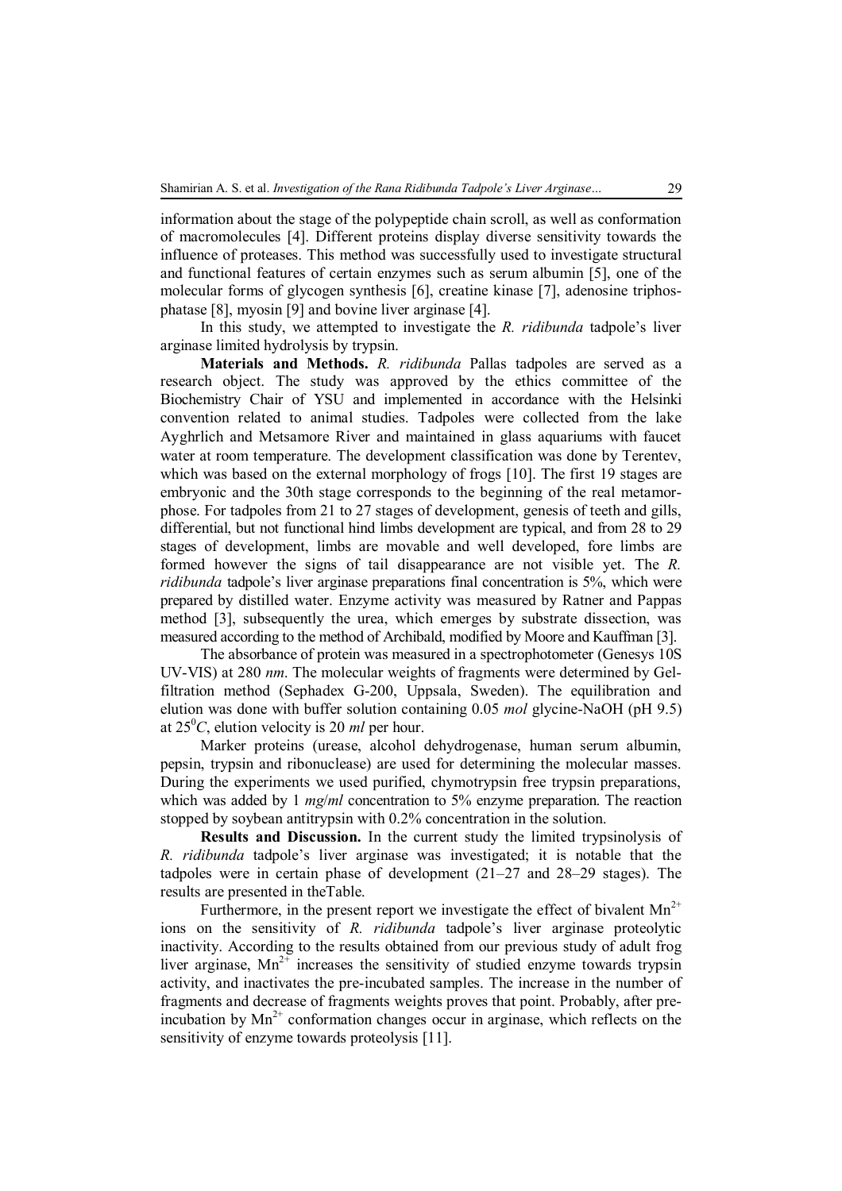information about the stage of the polypeptide chain scroll, as well as conformation of macromolecules [4]. Different proteins display diverse sensitivity towards the influence of proteases. This method was successfully used to investigate structural and functional features of certain enzymes such as serum albumin [5], one of the molecular forms of glycogen synthesis [6], creatine kinase [7], adenosine triphosphatase [8], myosin [9] and bovine liver arginase [4].

In this study, we attempted to investigate the *R. ridibunda* tadpole's liver arginase limited hydrolysis by trypsin.

**Materials and Methods.** *R. ridibunda* Pallas tadpoles are served as a research object. The study was approved by the ethics committee of the Biochemistry Chair of YSU and implemented in accordance with the Helsinki convention related to animal studies. Tadpoles were collected from the lake Ayghrlich and Metsamore River and maintained in glass aquariums with faucet water at room temperature. The development classification was done by Terentev, which was based on the external morphology of frogs [10]. The first 19 stages are embryonic and the 30th stage corresponds to the beginning of the real metamorphose. For tadpoles from 21 to 27 stages of development, genesis of teeth and gills, differential, but not functional hind limbs development are typical, and from 28 to 29 stages of development, limbs are movable and well developed, fore limbs are formed however the signs of tail disappearance are not visible yet. The *R. ridibunda* tadpole's liver arginase preparations final concentration is 5%, which were prepared by distilled water. Enzyme activity was measured by Ratner and Pappas method [3], subsequently the urea, which emerges by substrate dissection, was measured according to the method of Archibald, modified by Moore and Kauffman [3].

The absorbance of protein was measured in a spectrophotometer (Genesys 10S UV-VIS) at 280 *nm*. The molecular weights of fragments were determined by Gel-filtration method (Sephadex G-200, Uppsala, Sweden). The equilibration and elution was done with buffer solution containing 0.05 *mol* glycine-NaOH (pH 9.5) at $25^0C$, elution velocity is 20 *ml* per hour.

Marker proteins (urease, alcohol dehydrogenase, human serum albumin, pepsin, trypsin and ribonuclease) are used for determining the molecular masses. During the experiments we used purified, chymotrypsin free trypsin preparations, which was added by 1 *mg*/*ml* concentration to 5% enzyme preparation. The reaction stopped by soybean antitrypsin with 0.2% concentration in the solution.

**Results and Discussion.** In the current study the limited trypsinolysis of *R. ridibunda* tadpole's liver arginase was investigated; it is notable that the tadpoles were in certain phase of development (21–27 and 28–29 stages). The results are presented in theTable.

Furthermore, in the present report we investigate the effect of bivalent $Mn^{2+}$ ions on the sensitivity of *R. ridibunda* tadpole's liver arginase proteolytic inactivity. According to the results obtained from our previous study of adult frog liver arginase, $Mn^{2+}$ increases the sensitivity of studied enzyme towards trypsin activity, and inactivates the pre-incubated samples. The increase in the number of fragments and decrease of fragments weights proves that point. Probably, after pre-incubation by $Mn^{2+}$ conformation changes occur in arginase, which reflects on the sensitivity of enzyme towards proteolysis [11].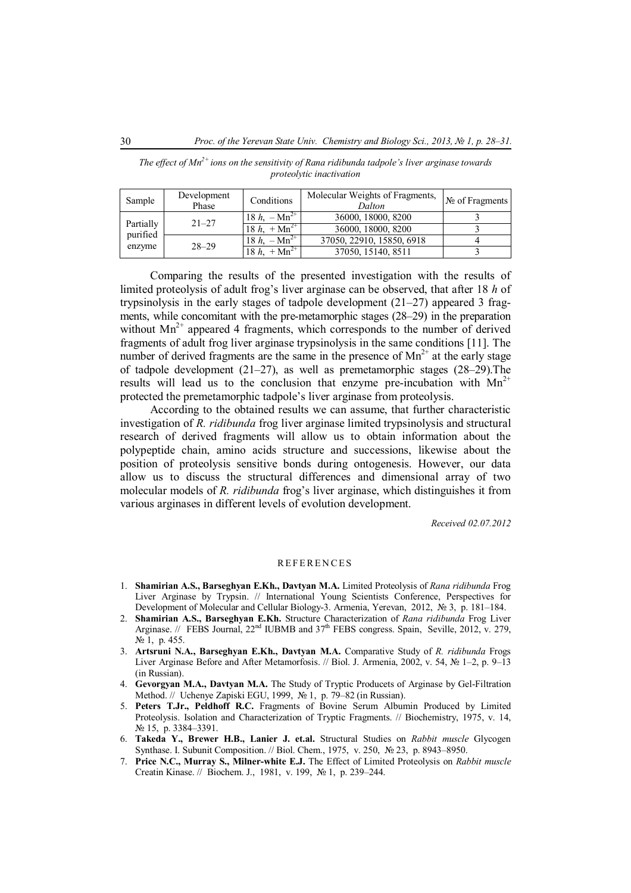*The effect of $Mn^{2+}$ ions on the sensitivity of Rana ridibunda tadpole's liver arginase towards proteolytic inactivation*

| Sample | Development Phase | Conditions | Molecular Weights of Fragments, *Dalton* | № of Fragments |
|---|---|---|---|---|
| Partially purified enzyme | 21–27 | 18 *h*, $-Mn^{2+}$ | 36000, 18000, 8200 | 3 |
| | | 18 *h*, $+Mn^{2+}$ | 36000, 18000, 8200 | 3 |
| | 28–29 | 18 *h*, $-Mn^{2+}$ | 37050, 22910, 15850, 6918 | 4 |
| | | 18 *h*, $+Mn^{2+}$ | 37050, 15140, 8511 | 3 |

Comparing the results of the presented investigation with the results of limited proteolysis of adult frog's liver arginase can be observed, that after 18 *h* of trypsinolysis in the early stages of tadpole development (21–27) appeared 3 fragments, while concomitant with the pre-metamorphic stages (28–29) in the preparation without $Mn^{2+}$ appeared 4 fragments, which corresponds to the number of derived fragments of adult frog liver arginase trypsinolysis in the same conditions [11]. The number of derived fragments are the same in the presence of $Mn^{2+}$ at the early stage of tadpole development (21–27), as well as premetamorphic stages (28–29).The results will lead us to the conclusion that enzyme pre-incubation with $Mn^{2+}$ protected the premetamorphic tadpole's liver arginase from proteolysis.

According to the obtained results we can assume, that further characteristic investigation of *R. ridibunda* frog liver arginase limited trypsinolysis and structural research of derived fragments will allow us to obtain information about the polypeptide chain, amino acids structure and successions, likewise about the position of proteolysis sensitive bonds during ontogenesis. However, our data allow us to discuss the structural differences and dimensional array of two molecular models of *R. ridibunda* frog's liver arginase, which distinguishes it from various arginases in different levels of evolution development.

*Received 02.07.2012*

## REFERENCES

1. **Shamirian A.S., Barseghyan E.Kh., Davtyan M.A.** Limited Proteolysis of *Rana ridibunda* Frog Liver Arginase by Trypsin. // International Young Scientists Conference, Perspectives for Development of Molecular and Cellular Biology-3. Armenia, Yerevan, 2012, № 3, p. 181–184.
2. **Shamirian A.S., Barseghyan E.Kh.** Structure Characterization of *Rana ridibunda* Frog Liver Arginase. // FEBS Journal, 22nd IUBMB and 37th FEBS congress. Spain, Seville, 2012, v. 279, № 1, p. 455.
3. **Artsruni N.A., Barseghyan E.Kh., Davtyan M.A.** Comparative Study of *R. ridibunda* Frogs Liver Arginase Before and After Metamorfosis. // Biol. J. Armenia, 2002, v. 54, № 1–2, p. 9–13 (in Russian).
4. **Gevorgyan M.A., Davtyan M.A.** The Study of Tryptic Producets of Arginase by Gel-Filtration Method. // Uchenye Zapiski EGU, 1999, № 1, p. 79–82 (in Russian).
5. **Peters T.Jr., Peldhoff R.C.** Fragments of Bovine Serum Albumin Produced by Limited Proteolysis. Isolation and Characterization of Tryptic Fragments. // Biochemistry, 1975, v. 14, № 15, p. 3384–3391.
6. **Takeda Y., Brewer H.B., Lanier J. et.al.** Structural Studies on *Rabbit muscle* Glycogen Synthase. I. Subunit Composition. // Biol. Chem., 1975, v. 250, № 23, p. 8943–8950.
7. **Price N.C., Murray S., Milner-white E.J.** The Effect of Limited Proteolysis on *Rabbit muscle* Creatin Kinase. // Biochem. J., 1981, v. 199, № 1, p. 239–244.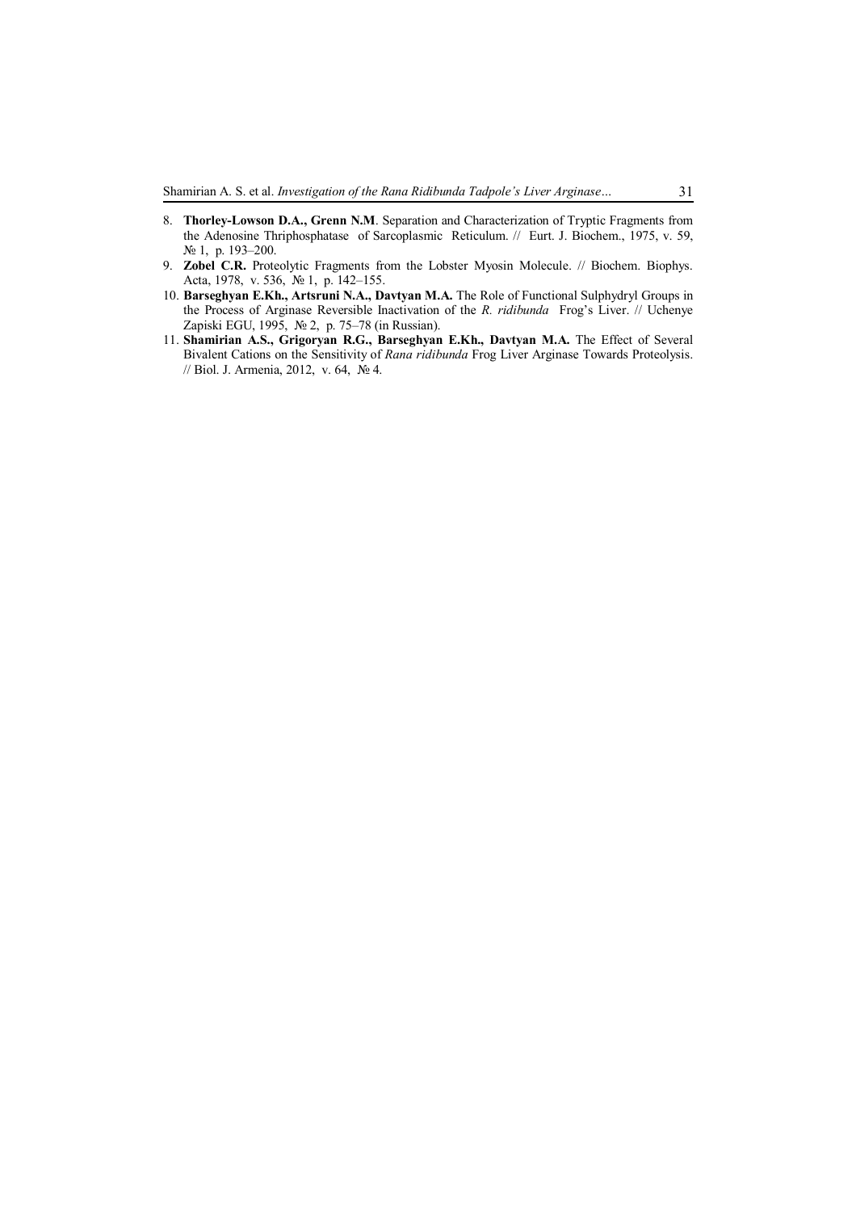8. **Thorley-Lowson D.A., Grenn N.M**. Separation and Characterization of Tryptic Fragments from the Adenosine Thriphosphatase of Sarcoplasmic Reticulum. // Eurt. J. Biochem., 1975, v. 59, № 1, p. 193–200.
9. **Zobel C.R.** Proteolytic Fragments from the Lobster Myosin Molecule. // Biochem. Biophys. Acta, 1978, v. 536, № 1, p. 142–155.
10. **Barseghyan E.Kh., Artsruni N.A., Davtyan M.A.** The Role of Functional Sulphydryl Groups in the Process of Arginase Reversible Inactivation of the *R. ridibunda* Frog's Liver. // Uchenye Zapiski EGU, 1995, № 2, p. 75–78 (in Russian).
11. **Shamirian A.S., Grigoryan R.G., Barseghyan E.Kh., Davtyan M.A.** The Effect of Several Bivalent Cations on the Sensitivity of *Rana ridibunda* Frog Liver Arginase Towards Proteolysis. // Biol. J. Armenia, 2012, v. 64, № 4.